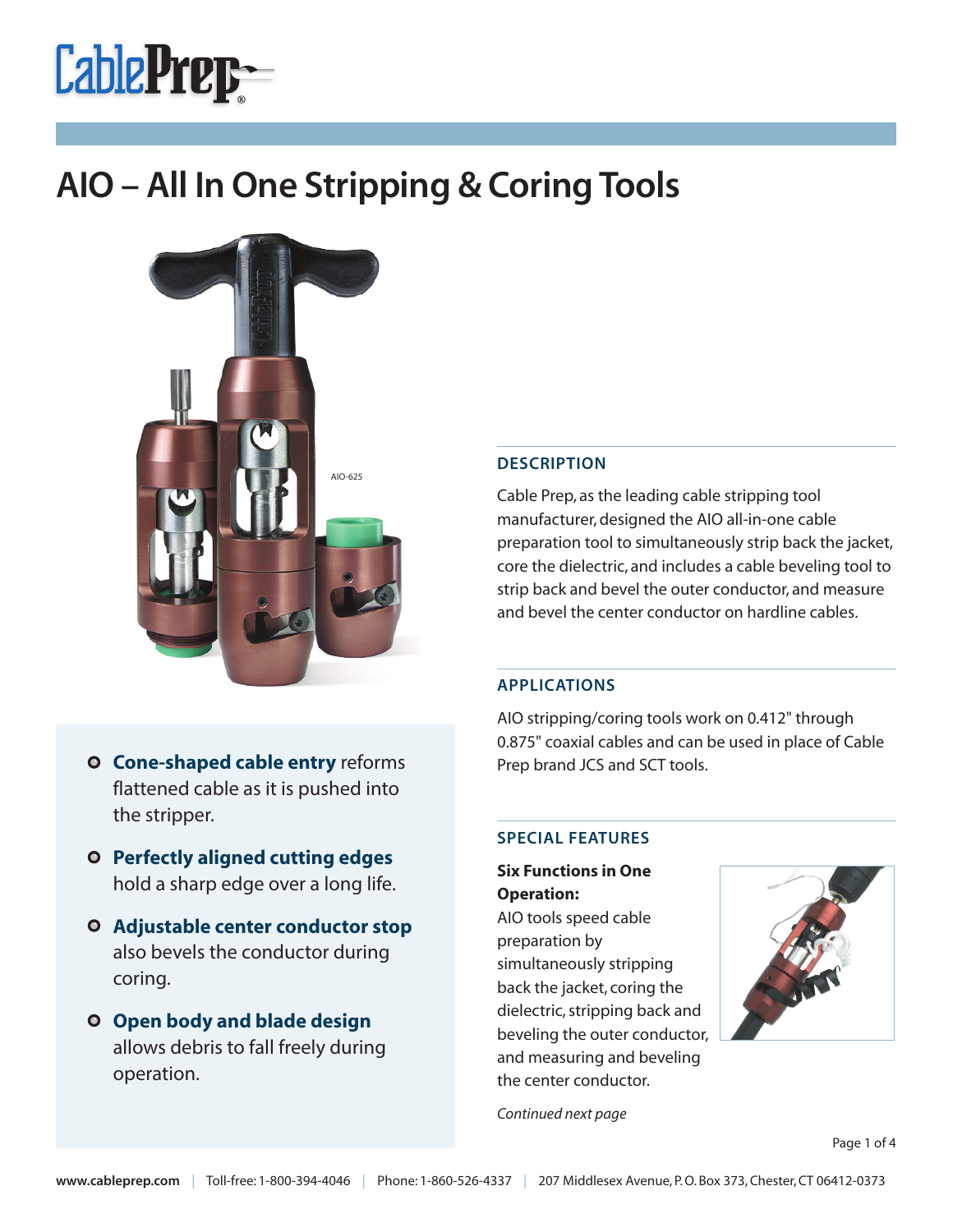# AIO – All In One Stripping & Coring Tools

AIO-625

- **Cone-shaped cable entry** reforms flattened cable as it is pushed into the stripper.
- **Perfectly aligned cutting edges** hold a sharp edge over a long life.
- **Adjustable center conductor stop** also bevels the conductor during coring.
- **Open body and blade design** allows debris to fall freely during operation.

## DESCRIPTION

Cable Prep, as the leading cable stripping tool manufacturer, designed the AIO all-in-one cable preparation tool to simultaneously strip back the jacket, core the dielectric, and includes a cable beveling tool to strip back and bevel the outer conductor, and measure and bevel the center conductor on hardline cables.

## APPLICATIONS

AIO stripping/coring tools work on 0.412" through 0.875" coaxial cables and can be used in place of Cable Prep brand JCS and SCT tools.

## SPECIAL FEATURES

**Six Functions in One Operation:**
AIO tools speed cable preparation by simultaneously stripping back the jacket, coring the dielectric, stripping back and beveling the outer conductor, and measuring and beveling the center conductor.

*Continued next page*

www.cableprep.com | Toll-free: 1-800-394-4046 | Phone: 1-860-526-4337 | 207 Middlesex Avenue, P. O. Box 373, Chester, CT 06412-0373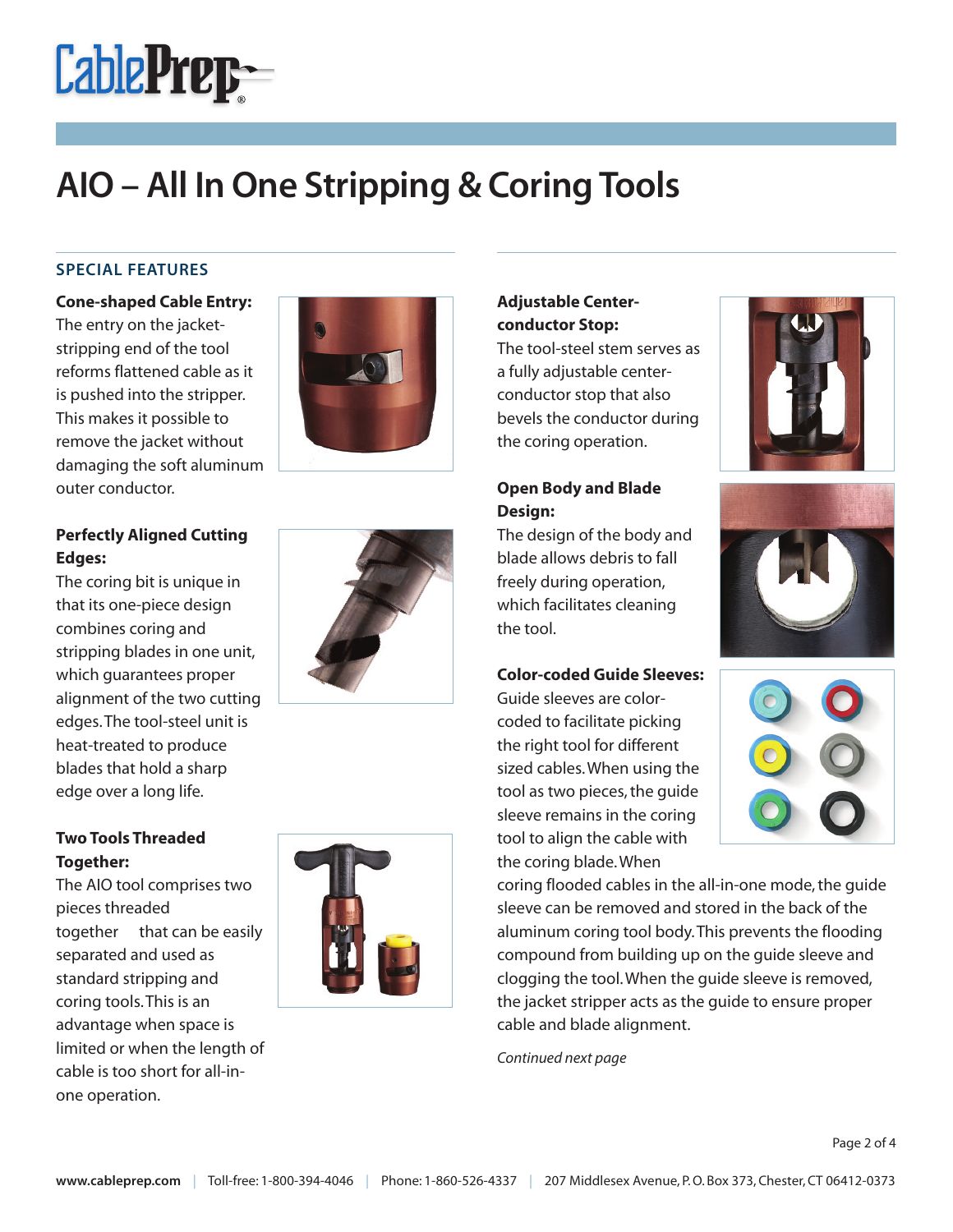# AIO – All In One Stripping & Coring Tools

## SPECIAL FEATURES

**Cone-shaped Cable Entry:**
The entry on the jacket-stripping end of the tool reforms flattened cable as it is pushed into the stripper. This makes it possible to remove the jacket without damaging the soft aluminum outer conductor.

**Perfectly Aligned Cutting Edges:**
The coring bit is unique in that its one-piece design combines coring and stripping blades in one unit, which guarantees proper alignment of the two cutting edges. The tool-steel unit is heat-treated to produce blades that hold a sharp edge over a long life.

**Two Tools Threaded Together:**
The AIO tool comprises two pieces threaded together that can be easily separated and used as standard stripping and coring tools. This is an advantage when space is limited or when the length of cable is too short for all-in-one operation.

**Adjustable Center-conductor Stop:**
The tool-steel stem serves as a fully adjustable center-conductor stop that also bevels the conductor during the coring operation.

**Open Body and Blade Design:**
The design of the body and blade allows debris to fall freely during operation, which facilitates cleaning the tool.

**Color-coded Guide Sleeves:**
Guide sleeves are color-coded to facilitate picking the right tool for different sized cables. When using the tool as two pieces, the guide sleeve remains in the coring tool to align the cable with the coring blade. When coring flooded cables in the all-in-one mode, the guide sleeve can be removed and stored in the back of the aluminum coring tool body. This prevents the flooding compound from building up on the guide sleeve and clogging the tool. When the guide sleeve is removed, the jacket stripper acts as the guide to ensure proper cable and blade alignment.

*Continued next page*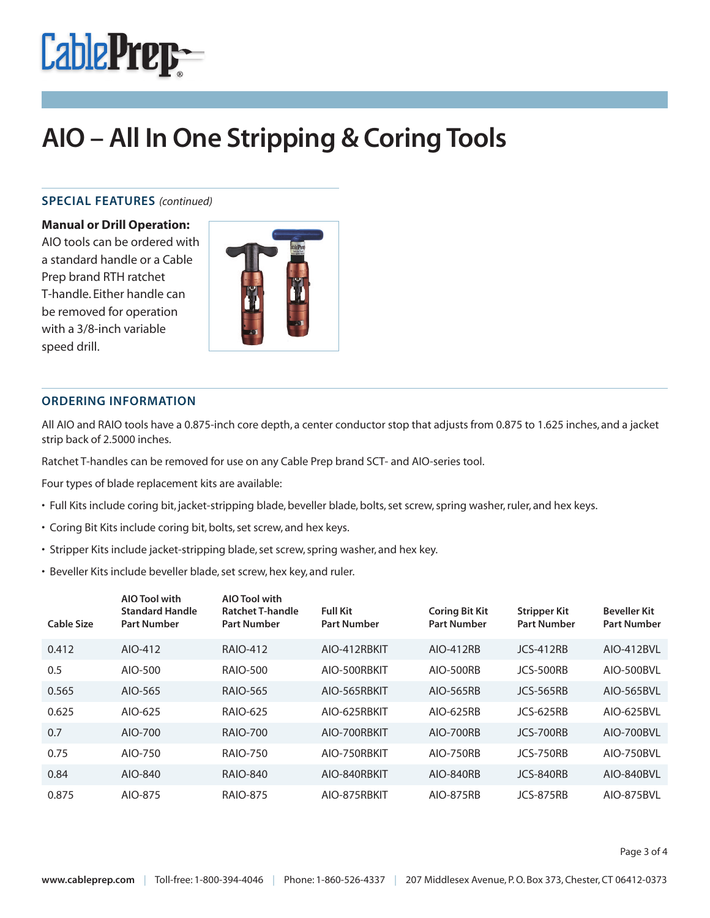# AIO – All In One Stripping & Coring Tools

## SPECIAL FEATURES *(continued)*

**Manual or Drill Operation:** AIO tools can be ordered with a standard handle or a Cable Prep brand RTH ratchet T-handle. Either handle can be removed for operation with a 3/8-inch variable speed drill.

## ORDERING INFORMATION

All AIO and RAIO tools have a 0.875-inch core depth, a center conductor stop that adjusts from 0.875 to 1.625 inches, and a jacket strip back of 2.5000 inches.

Ratchet T-handles can be removed for use on any Cable Prep brand SCT- and AIO-series tool.

Four types of blade replacement kits are available:

- Full Kits include coring bit, jacket-stripping blade, beveller blade, bolts, set screw, spring washer, ruler, and hex keys.
- Coring Bit Kits include coring bit, bolts, set screw, and hex keys.
- Stripper Kits include jacket-stripping blade, set screw, spring washer, and hex key.
- Beveller Kits include beveller blade, set screw, hex key, and ruler.

| Cable Size | AIO Tool with Standard Handle Part Number | AIO Tool with Ratchet T-handle Part Number | Full Kit Part Number | Coring Bit Kit Part Number | Stripper Kit Part Number | Beveller Kit Part Number |
|---|---|---|---|---|---|---|
| 0.412 | AIO-412 | RAIO-412 | AIO-412RBKIT | AIO-412RB | JCS-412RB | AIO-412BVL |
| 0.5 | AIO-500 | RAIO-500 | AIO-500RBKIT | AIO-500RB | JCS-500RB | AIO-500BVL |
| 0.565 | AIO-565 | RAIO-565 | AIO-565RBKIT | AIO-565RB | JCS-565RB | AIO-565BVL |
| 0.625 | AIO-625 | RAIO-625 | AIO-625RBKIT | AIO-625RB | JCS-625RB | AIO-625BVL |
| 0.7 | AIO-700 | RAIO-700 | AIO-700RBKIT | AIO-700RB | JCS-700RB | AIO-700BVL |
| 0.75 | AIO-750 | RAIO-750 | AIO-750RBKIT | AIO-750RB | JCS-750RB | AIO-750BVL |
| 0.84 | AIO-840 | RAIO-840 | AIO-840RBKIT | AIO-840RB | JCS-840RB | AIO-840BVL |
| 0.875 | AIO-875 | RAIO-875 | AIO-875RBKIT | AIO-875RB | JCS-875RB | AIO-875BVL |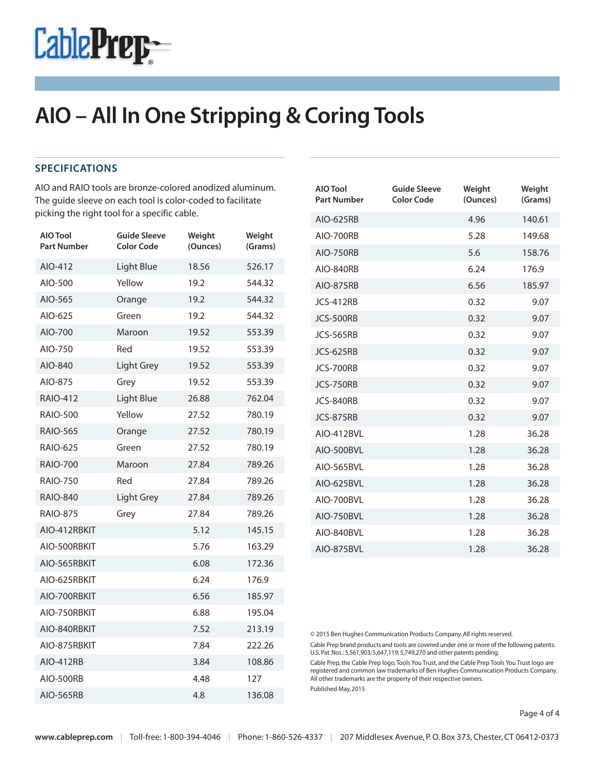CablePrep®

# AIO – All In One Stripping & Coring Tools

## SPECIFICATIONS

AIO and RAIO tools are bronze-colored anodized aluminum. The guide sleeve on each tool is color-coded to facilitate picking the right tool for a specific cable.

| AIO Tool Part Number | Guide Sleeve Color Code | Weight (Ounces) | Weight (Grams) |
|---|---|---|---|
| AIO-412 | Light Blue | 18.56 | 526.17 |
| AIO-500 | Yellow | 19.2 | 544.32 |
| AIO-565 | Orange | 19.2 | 544.32 |
| AIO-625 | Green | 19.2 | 544.32 |
| AIO-700 | Maroon | 19.52 | 553.39 |
| AIO-750 | Red | 19.52 | 553.39 |
| AIO-840 | Light Grey | 19.52 | 553.39 |
| AIO-875 | Grey | 19.52 | 553.39 |
| RAIO-412 | Light Blue | 26.88 | 762.04 |
| RAIO-500 | Yellow | 27.52 | 780.19 |
| RAIO-565 | Orange | 27.52 | 780.19 |
| RAIO-625 | Green | 27.52 | 780.19 |
| RAIO-700 | Maroon | 27.84 | 789.26 |
| RAIO-750 | Red | 27.84 | 789.26 |
| RAIO-840 | Light Grey | 27.84 | 789.26 |
| RAIO-875 | Grey | 27.84 | 789.26 |
| AIO-412RBKIT | | 5.12 | 145.15 |
| AIO-500RBKIT | | 5.76 | 163.29 |
| AIO-565RBKIT | | 6.08 | 172.36 |
| AIO-625RBKIT | | 6.24 | 176.9 |
| AIO-700RBKIT | | 6.56 | 185.97 |
| AIO-750RBKIT | | 6.88 | 195.04 |
| AIO-840RBKIT | | 7.52 | 213.19 |
| AIO-875RBKIT | | 7.84 | 222.26 |
| AIO-412RB | | 3.84 | 108.86 |
| AIO-500RB | | 4.48 | 127 |
| AIO-565RB | | 4.8 | 136.08 |
| AIO-625RB | | 4.96 | 140.61 |
| AIO-700RB | | 5.28 | 149.68 |
| AIO-750RB | | 5.6 | 158.76 |
| AIO-840RB | | 6.24 | 176.9 |
| AIO-875RB | | 6.56 | 185.97 |
| JCS-412RB | | 0.32 | 9.07 |
| JCS-500RB | | 0.32 | 9.07 |
| JCS-565RB | | 0.32 | 9.07 |
| JCS-625RB | | 0.32 | 9.07 |
| JCS-700RB | | 0.32 | 9.07 |
| JCS-750RB | | 0.32 | 9.07 |
| JCS-840RB | | 0.32 | 9.07 |
| JCS-875RB | | 0.32 | 9.07 |
| AIO-412BVL | | 1.28 | 36.28 |
| AIO-500BVL | | 1.28 | 36.28 |
| AIO-565BVL | | 1.28 | 36.28 |
| AIO-625BVL | | 1.28 | 36.28 |
| AIO-700BVL | | 1.28 | 36.28 |
| AIO-750BVL | | 1.28 | 36.28 |
| AIO-840BVL | | 1.28 | 36.28 |
| AIO-875BVL | | 1.28 | 36.28 |

© 2015 Ben Hughes Communication Products Company. All rights reserved.

Cable Prep brand products and tools are covered under one or more of the following patents: U.S. Pat. Nos.: 5,561,903; 5,647,119; 5,749,270 and other patents pending.

Cable Prep, the Cable Prep logo, Tools You Trust, and the Cable Prep Tools You Trust logo are registered and common law trademarks of Ben Hughes Communication Products Company. All other trademarks are the property of their respective owners.

Published May, 2015

**www.cableprep.com** | Toll-free: 1-800-394-4046 | Phone: 1-860-526-4337 | 207 Middlesex Avenue, P. O. Box 373, Chester, CT 06412-0373